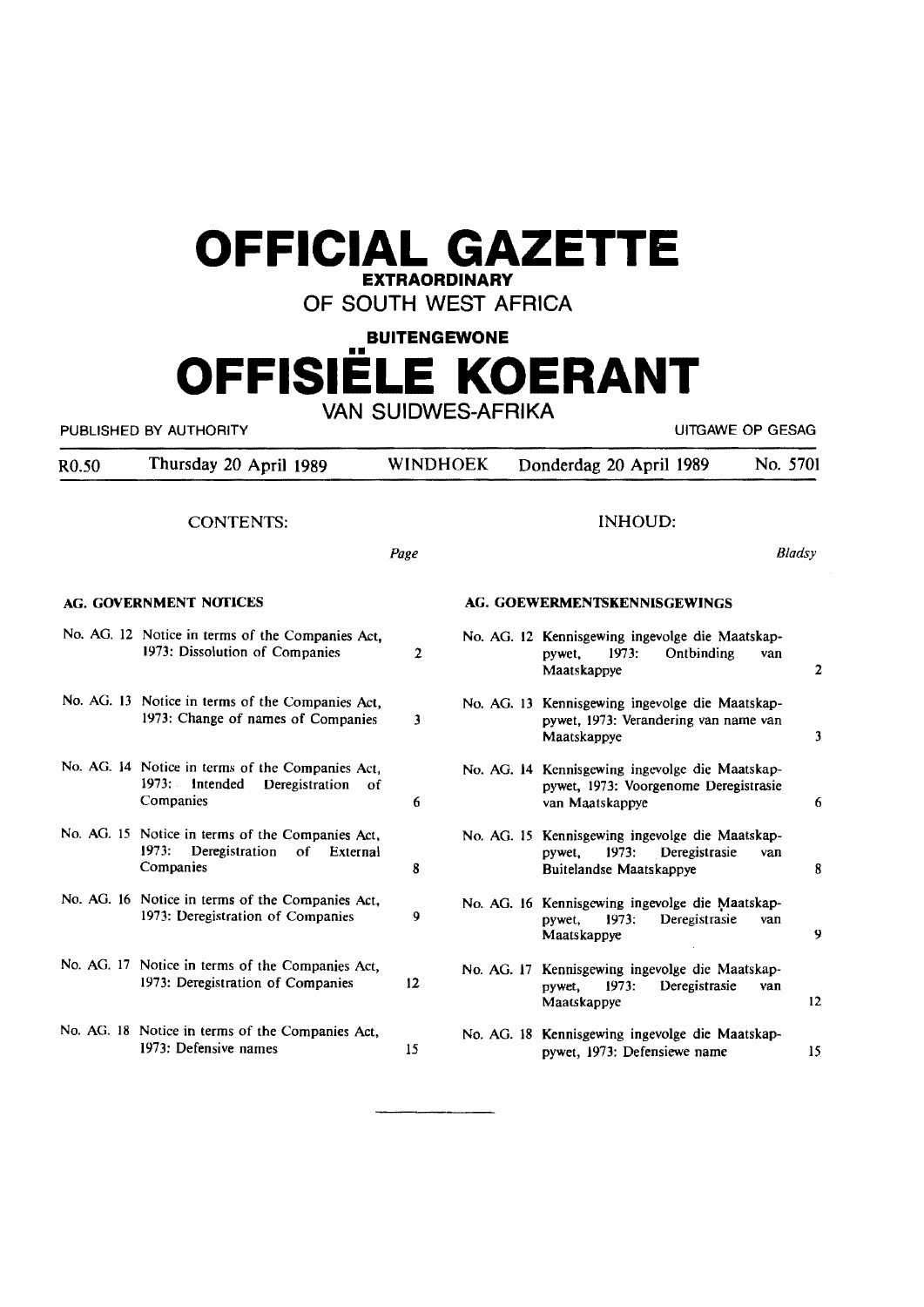# OFFICIAL GAZETTE

**EXTRAORDINARY**

OF SOUTH WEST AFRICA

**BUITENGEWONE**

# OFFISIËLE KOERANT

VAN SUIDWES-AFRIKA

PUBLISHED BY AUTHORITY — UITGAWE OP GESAG

R0.50 — Thursday 20 April 1989 — WINDHOEK — Donderdag 20 April 1989 — No. 5701

## CONTENTS:

| | | Page |
|---|---|---|
| **AG. GOVERNMENT NOTICES** | | |
| No. AG. 12 | Notice in terms of the Companies Act, 1973: Dissolution of Companies | 2 |
| No. AG. 13 | Notice in terms of the Companies Act, 1973: Change of names of Companies | 3 |
| No. AG. 14 | Notice in terms of the Companies Act, 1973: Intended Deregistration of Companies | 6 |
| No. AG. 15 | Notice in terms of the Companies Act, 1973: Deregistration of External Companies | 8 |
| No. AG. 16 | Notice in terms of the Companies Act, 1973: Deregistration of Companies | 9 |
| No. AG. 17 | Notice in terms of the Companies Act, 1973: Deregistration of Companies | 12 |
| No. AG. 18 | Notice in terms of the Companies Act, 1973: Defensive names | 15 |

## INHOUD:

| | | *Bladsy* |
|---|---|---|
| **AG. GOEWERMENTSKENNISGEWINGS** | | |
| No. AG. 12 | Kennisgewing ingevolge die Maatskappywet, 1973: Ontbinding van Maatskappye | 2 |
| No. AG. 13 | Kennisgewing ingevolge die Maatskappywet, 1973: Verandering van name van Maatskappye | 3 |
| No. AG. 14 | Kennisgewing ingevolge die Maatskappywet, 1973: Voorgenome Deregistrasie van Maatskappye | 6 |
| No. AG. 15 | Kennisgewing ingevolge die Maatskappywet, 1973: Deregistrasie van Buitelandse Maatskappye | 8 |
| No. AG. 16 | Kennisgewing ingevolge die Maatskappywet, 1973: Deregistrasie van Maatskappye | 9 |
| No. AG. 17 | Kennisgewing ingevolge die Maatskappywet, 1973: Deregistrasie van Maatskappye | 12 |
| No. AG. 18 | Kennisgewing ingevolge die Maatskappywet, 1973: Defensiewe name | 15 |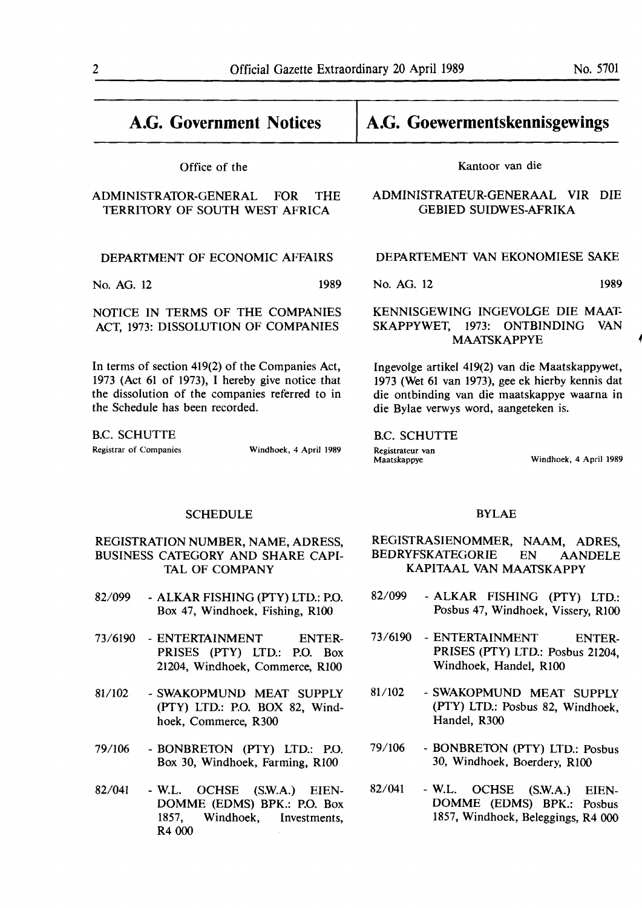## A.G. Government Notices

Office of the

ADMINISTRATOR-GENERAL FOR THE TERRITORY OF SOUTH WEST AFRICA

DEPARTMENT OF ECONOMIC AFFAIRS

No. AG. 12 1989

NOTICE IN TERMS OF THE COMPANIES ACT, 1973: DISSOLUTION OF COMPANIES

In terms of section 419(2) of the Companies Act, 1973 (Act 61 of 1973), I hereby give notice that the dissolution of the companies referred to in the Schedule has been recorded.

B.C. SCHUTTE
Registrar of Companies

Windhoek, 4 April 1989

SCHEDULE

REGISTRATION NUMBER, NAME, ADRESS, BUSINESS CATEGORY AND SHARE CAPITAL OF COMPANY

82/099 - ALKAR FISHING (PTY) LTD.: P.O. Box 47, Windhoek, Fishing, R100

73/6190 - ENTERTAINMENT ENTERPRISES (PTY) LTD.: P.O. Box 21204, Windhoek, Commerce, R100

81/102 - SWAKOPMUND MEAT SUPPLY (PTY) LTD.: P.O. BOX 82, Windhoek, Commerce, R300

79/106 - BONBRETON (PTY) LTD.: P.O. Box 30, Windhoek, Farming, R100

82/041 - W.L. OCHSE (S.W.A.) EIENDOMME (EDMS) BPK.: P.O. Box 1857, Windhoek, Investments, R4 000

## A.G. Goewermentskennisgewings

Kantoor van die

ADMINISTRATEUR-GENERAAL VIR DIE GEBIED SUIDWES-AFRIKA

DEPARTEMENT VAN EKONOMIESE SAKE

No. AG. 12 1989

KENNISGEWING INGEVOLGE DIE MAATSKAPPYWET, 1973: ONTBINDING VAN MAATSKAPPYE

Ingevolge artikel 419(2) van die Maatskappywet, 1973 (Wet 61 van 1973), gee ek hierby kennis dat die ontbinding van die maatskappye waarna in die Bylae verwys word, aangeteken is.

B.C. SCHUTTE
Registrateur van Maatskappye

Windhoek, 4 April 1989

BYLAE

REGISTRASIENOMMER, NAAM, ADRES, BEDRYFSKATEGORIE EN AANDELE KAPITAAL VAN MAATSKAPPY

82/099 - ALKAR FISHING (PTY) LTD.: Posbus 47, Windhoek, Vissery, R100

73/6190 - ENTERTAINMENT ENTERPRISES (PTY) LTD.: Posbus 21204, Windhoek, Handel, R100

81/102 - SWAKOPMUND MEAT SUPPLY (PTY) LTD.: Posbus 82, Windhoek, Handel, R300

79/106 - BONBRETON (PTY) LTD.: Posbus 30, Windhoek, Boerdery, R100

82/041 - W.L. OCHSE (S.W.A.) EIENDOMME (EDMS) BPK.: Posbus 1857, Windhoek, Beleggings, R4 000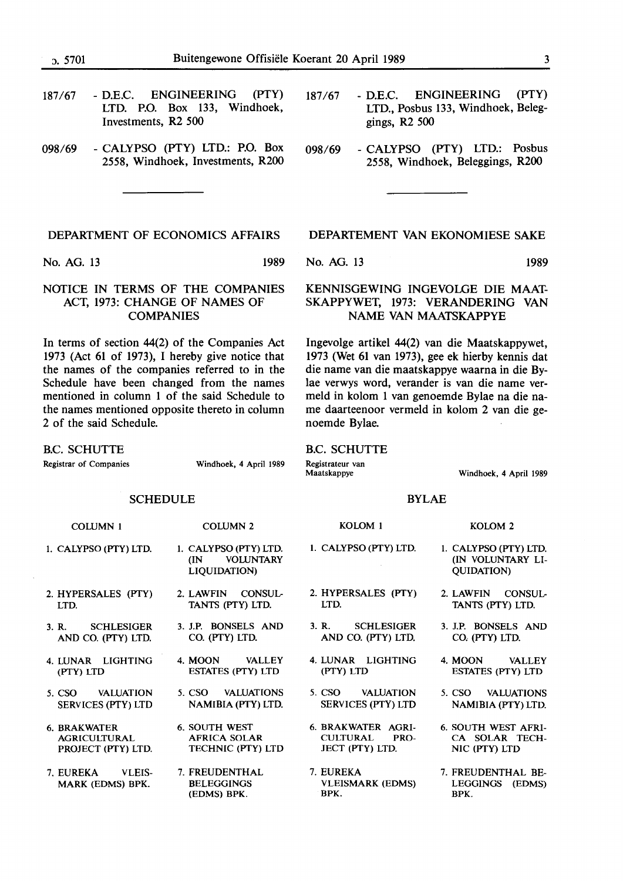187/67 - D.E.C. ENGINEERING (PTY) LTD. P.O. Box 133, Windhoek, Investments, R2 500

098/69 - CALYPSO (PTY) LTD.: P.O. Box 2558, Windhoek, Investments, R200

187/67 - D.E.C. ENGINEERING (PTY) LTD., Posbus 133, Windhoek, Beleggings, R2 500

098/69 - CALYPSO (PTY) LTD.: Posbus 2558, Windhoek, Beleggings, R200

---

## DEPARTMENT OF ECONOMICS AFFAIRS

No. AG. 13 1989

### NOTICE IN TERMS OF THE COMPANIES ACT, 1973: CHANGE OF NAMES OF COMPANIES

In terms of section 44(2) of the Companies Act 1973 (Act 61 of 1973), I hereby give notice that the names of the companies referred to in the Schedule have been changed from the names mentioned in column 1 of the said Schedule to the names mentioned opposite thereto in column 2 of the said Schedule.

B.C. SCHUTTE
Registrar of Companies

Windhoek, 4 April 1989

### SCHEDULE

| COLUMN 1 | COLUMN 2 |
|---|---|
| 1. CALYPSO (PTY) LTD. | 1. CALYPSO (PTY) LTD. (IN VOLUNTARY LIQUIDATION) |
| 2. HYPERSALES (PTY) LTD. | 2. LAWFIN CONSULTANTS (PTY) LTD. |
| 3. R. SCHLESIGER AND CO. (PTY) LTD. | 3. J.P. BONSELS AND CO. (PTY) LTD. |
| 4. LUNAR LIGHTING (PTY) LTD | 4. MOON VALLEY ESTATES (PTY) LTD |
| 5. CSO VALUATION SERVICES (PTY) LTD | 5. CSO VALUATIONS NAMIBIA (PTY) LTD. |
| 6. BRAKWATER AGRICULTURAL PROJECT (PTY) LTD. | 6. SOUTH WEST AFRICA SOLAR TECHNIC (PTY) LTD |
| 7. EUREKA VLEISMARK (EDMS) BPK. | 7. FREUDENTHAL BELEGGINGS (EDMS) BPK. |

## DEPARTEMENT VAN EKONOMIESE SAKE

No. AG. 13 1989

### KENNISGEWING INGEVOLGE DIE MAATSKAPPYWET, 1973: VERANDERING VAN NAME VAN MAATSKAPPYE

Ingevolge artikel 44(2) van die Maatskappywet, 1973 (Wet 61 van 1973), gee ek hierby kennis dat die name van die maatskappye waarna in die Bylae verwys word, verander is van die name vermeld in kolom 1 van genoemde Bylae na die name daarteenoor vermeld in kolom 2 van die genoemde Bylae.

B.C. SCHUTTE
Registrateur van Maatskappye

Windhoek, 4 April 1989

### BYLAE

| KOLOM 1 | KOLOM 2 |
|---|---|
| 1. CALYPSO (PTY) LTD. | 1. CALYPSO (PTY) LTD. (IN VOLUNTARY LIQUIDATION) |
| 2. HYPERSALES (PTY) LTD. | 2. LAWFIN CONSULTANTS (PTY) LTD. |
| 3. R. SCHLESIGER AND CO. (PTY) LTD. | 3. J.P. BONSELS AND CO. (PTY) LTD. |
| 4. LUNAR LIGHTING (PTY) LTD | 4. MOON VALLEY ESTATES (PTY) LTD |
| 5. CSO VALUATION SERVICES (PTY) LTD | 5. CSO VALUATIONS NAMIBIA (PTY) LTD. |
| 6. BRAKWATER AGRICULTURAL PROJECT (PTY) LTD. | 6. SOUTH WEST AFRICA SOLAR TECHNIC (PTY) LTD |
| 7. EUREKA VLEISMARK (EDMS) BPK. | 7. FREUDENTHAL BELEGGINGS (EDMS) BPK. |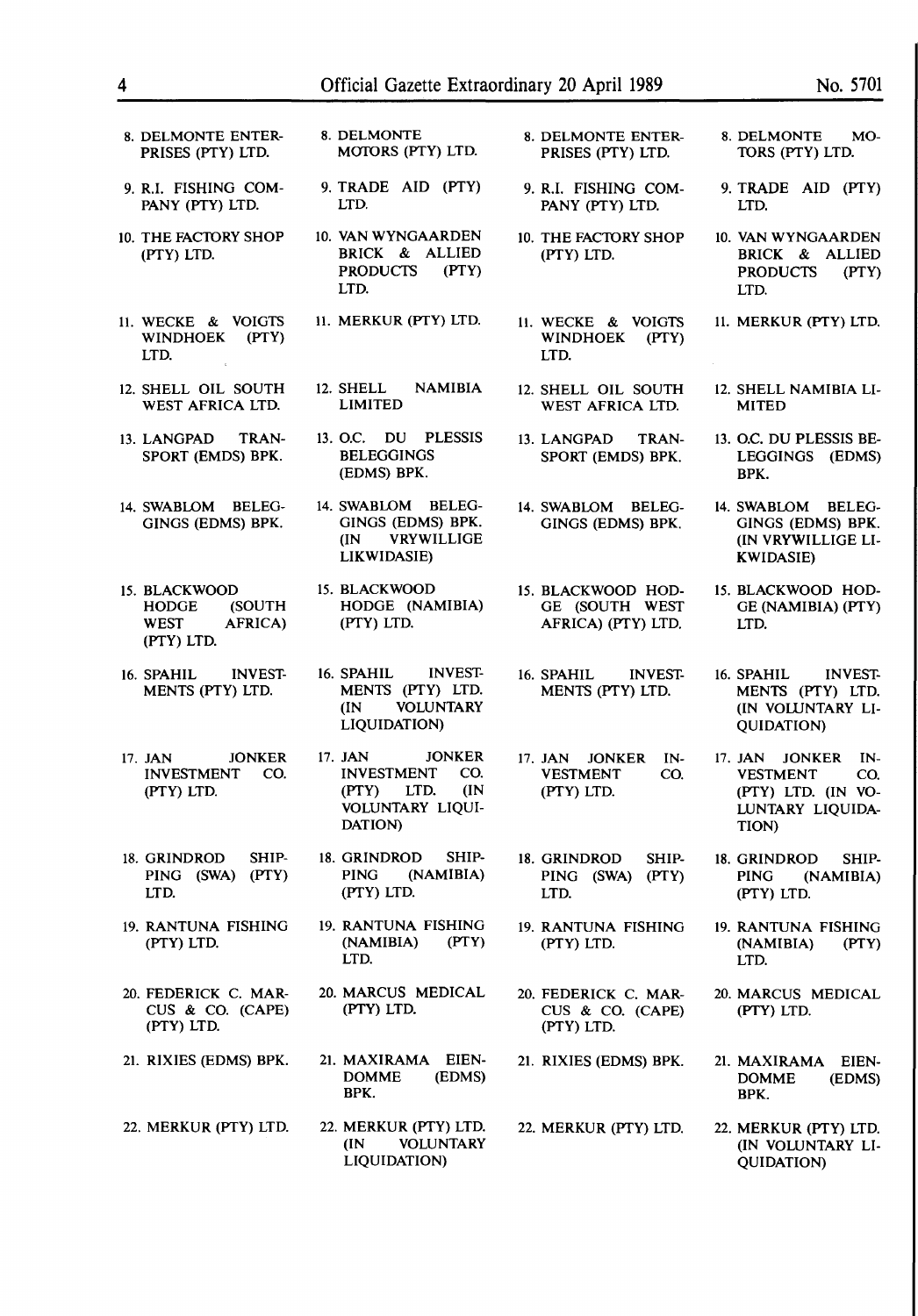| | | | |
|---|---|---|---|
| 8. DELMONTE ENTERPRISES (PTY) LTD. | 8. DELMONTE MOTORS (PTY) LTD. | 8. DELMONTE ENTERPRISES (PTY) LTD. | 8. DELMONTE MOTORS (PTY) LTD. |
| 9. R.I. FISHING COMPANY (PTY) LTD. | 9. TRADE AID (PTY) LTD. | 9. R.I. FISHING COMPANY (PTY) LTD. | 9. TRADE AID (PTY) LTD. |
| 10. THE FACTORY SHOP (PTY) LTD. | 10. VAN WYNGAARDEN BRICK & ALLIED PRODUCTS (PTY) LTD. | 10. THE FACTORY SHOP (PTY) LTD. | 10. VAN WYNGAARDEN BRICK & ALLIED PRODUCTS (PTY) LTD. |
| 11. WECKE & VOIGTS WINDHOEK (PTY) LTD. | 11. MERKUR (PTY) LTD. | 11. WECKE & VOIGTS WINDHOEK (PTY) LTD. | 11. MERKUR (PTY) LTD. |
| 12. SHELL OIL SOUTH WEST AFRICA LTD. | 12. SHELL NAMIBIA LIMITED | 12. SHELL OIL SOUTH WEST AFRICA LTD. | 12. SHELL NAMIBIA LIMITED |
| 13. LANGPAD TRANSPORT (EMDS) BPK. | 13. O.C. DU PLESSIS BELEGGINGS (EDMS) BPK. | 13. LANGPAD TRANSPORT (EMDS) BPK. | 13. O.C. DU PLESSIS BELEGGINGS (EDMS) BPK. |
| 14. SWABLOM BELEGGINGS (EDMS) BPK. | 14. SWABLOM BELEGGINGS (EDMS) BPK. (IN VRYWILLIGE LIKWIDASIE) | 14. SWABLOM BELEGGINGS (EDMS) BPK. | 14. SWABLOM BELEGGINGS (EDMS) BPK. (IN VRYWILLIGE LIKWIDASIE) |
| 15. BLACKWOOD HODGE (SOUTH WEST AFRICA) (PTY) LTD. | 15. BLACKWOOD HODGE (NAMIBIA) (PTY) LTD. | 15. BLACKWOOD HODGE (SOUTH WEST AFRICA) (PTY) LTD. | 15. BLACKWOOD HODGE (NAMIBIA) (PTY) LTD. |
| 16. SPAHIL INVESTMENTS (PTY) LTD. | 16. SPAHIL INVESTMENTS (PTY) LTD. (IN VOLUNTARY LIQUIDATION) | 16. SPAHIL INVESTMENTS (PTY) LTD. | 16. SPAHIL INVESTMENTS (PTY) LTD. (IN VOLUNTARY LIQUIDATION) |
| 17. JAN JONKER INVESTMENT CO. (PTY) LTD. | 17. JAN JONKER INVESTMENT CO. (PTY) LTD. (IN VOLUNTARY LIQUIDATION) | 17. JAN JONKER INVESTMENT CO. (PTY) LTD. | 17. JAN JONKER INVESTMENT CO. (PTY) LTD. (IN VOLUNTARY LIQUIDATION) |
| 18. GRINDROD SHIPPING (SWA) (PTY) LTD. | 18. GRINDROD SHIPPING (NAMIBIA) (PTY) LTD. | 18. GRINDROD SHIPPING (SWA) (PTY) LTD. | 18. GRINDROD SHIPPING (NAMIBIA) (PTY) LTD. |
| 19. RANTUNA FISHING (PTY) LTD. | 19. RANTUNA FISHING (NAMIBIA) (PTY) LTD. | 19. RANTUNA FISHING (PTY) LTD. | 19. RANTUNA FISHING (NAMIBIA) (PTY) LTD. |
| 20. FEDERICK C. MARCUS & CO. (CAPE) (PTY) LTD. | 20. MARCUS MEDICAL (PTY) LTD. | 20. FEDERICK C. MARCUS & CO. (CAPE) (PTY) LTD. | 20. MARCUS MEDICAL (PTY) LTD. |
| 21. RIXIES (EDMS) BPK. | 21. MAXIRAMA EIENDOMME (EDMS) BPK. | 21. RIXIES (EDMS) BPK. | 21. MAXIRAMA EIENDOMME (EDMS) BPK. |
| 22. MERKUR (PTY) LTD. | 22. MERKUR (PTY) LTD. (IN VOLUNTARY LIQUIDATION) | 22. MERKUR (PTY) LTD. | 22. MERKUR (PTY) LTD. (IN VOLUNTARY LIQUIDATION) |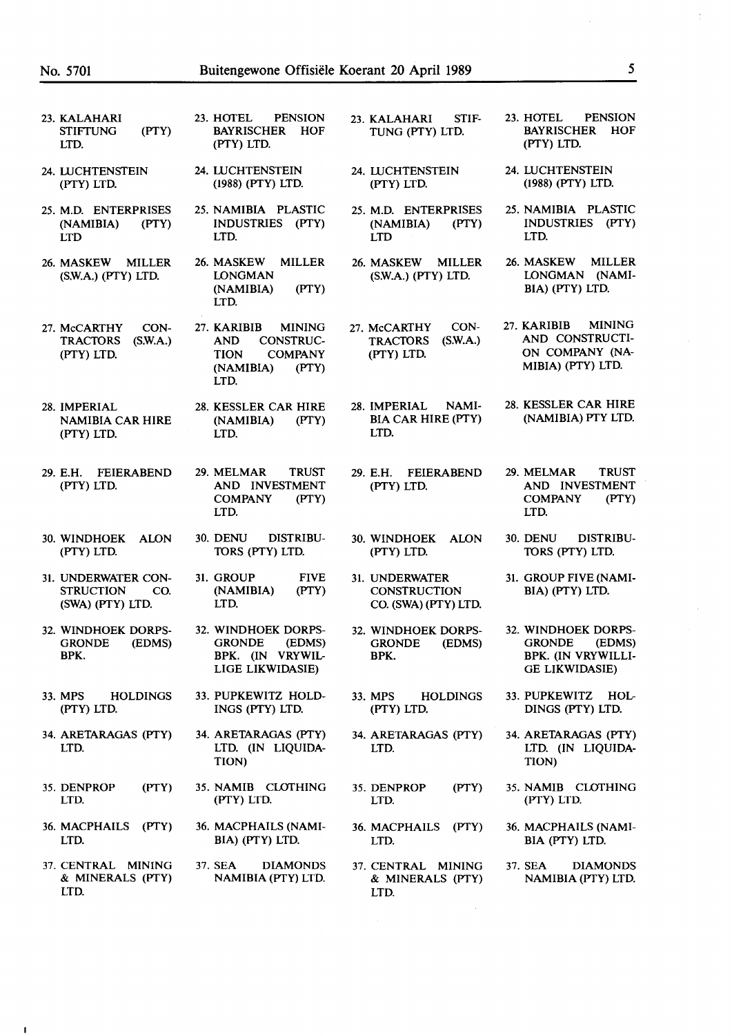| | | | |
|---|---|---|---|
| 23. KALAHARI STIFTUNG (PTY) LTD. | 23. HOTEL PENSION BAYRISCHER HOF (PTY) LTD. | 23. KALAHARI STIFTUNG (PTY) LTD. | 23. HOTEL PENSION BAYRISCHER HOF (PTY) LTD. |
| 24. LUCHTENSTEIN (PTY) LTD. | 24. LUCHTENSTEIN (1988) (PTY) LTD. | 24. LUCHTENSTEIN (PTY) LTD. | 24. LUCHTENSTEIN (1988) (PTY) LTD. |
| 25. M.D. ENTERPRISES (NAMIBIA) (PTY) LTD | 25. NAMIBIA PLASTIC INDUSTRIES (PTY) LTD. | 25. M.D. ENTERPRISES (NAMIBIA) (PTY) LTD | 25. NAMIBIA PLASTIC INDUSTRIES (PTY) LTD. |
| 26. MASKEW MILLER (S.W.A.) (PTY) LTD. | 26. MASKEW MILLER LONGMAN (NAMIBIA) (PTY) LTD. | 26. MASKEW MILLER (S.W.A.) (PTY) LTD. | 26. MASKEW MILLER LONGMAN (NAMIBIA) (PTY) LTD. |
| 27. McCARTHY CONTRACTORS (S.W.A.) (PTY) LTD. | 27. KARIBIB MINING AND CONSTRUCTION COMPANY (NAMIBIA) (PTY) LTD. | 27. McCARTHY CONTRACTORS (S.W.A.) (PTY) LTD. | 27. KARIBIB MINING AND CONSTRUCTION COMPANY (NAMIBIA) (PTY) LTD. |
| 28. IMPERIAL NAMIBIA CAR HIRE (PTY) LTD. | 28. KESSLER CAR HIRE (NAMIBIA) (PTY) LTD. | 28. IMPERIAL NAMIBIA CAR HIRE (PTY) LTD. | 28. KESSLER CAR HIRE (NAMIBIA) PTY LTD. |
| 29. E.H. FEIERABEND (PTY) LTD. | 29. MELMAR TRUST AND INVESTMENT COMPANY (PTY) LTD. | 29. E.H. FEIERABEND (PTY) LTD. | 29. MELMAR TRUST AND INVESTMENT COMPANY (PTY) LTD. |
| 30. WINDHOEK ALON (PTY) LTD. | 30. DENU DISTRIBUTORS (PTY) LTD. | 30. WINDHOEK ALON (PTY) LTD. | 30. DENU DISTRIBUTORS (PTY) LTD. |
| 31. UNDERWATER CONSTRUCTION CO. (SWA) (PTY) LTD. | 31. GROUP FIVE (NAMIBIA) (PTY) LTD. | 31. UNDERWATER CONSTRUCTION CO. (SWA) (PTY) LTD. | 31. GROUP FIVE (NAMIBIA) (PTY) LTD. |
| 32. WINDHOEK DORPSGRONDE (EDMS) BPK. | 32. WINDHOEK DORPSGRONDE (EDMS) BPK. (IN VRYWILLIGE LIKWIDASIE) | 32. WINDHOEK DORPSGRONDE (EDMS) BPK. | 32. WINDHOEK DORPSGRONDE (EDMS) BPK. (IN VRYWILLIGE LIKWIDASIE) |
| 33. MPS HOLDINGS (PTY) LTD. | 33. PUPKEWITZ HOLDINGS (PTY) LTD. | 33. MPS HOLDINGS (PTY) LTD. | 33. PUPKEWITZ HOLDINGS (PTY) LTD. |
| 34. ARETARAGAS (PTY) LTD. | 34. ARETARAGAS (PTY) LTD. (IN LIQUIDATION) | 34. ARETARAGAS (PTY) LTD. | 34. ARETARAGAS (PTY) LTD. (IN LIQUIDATION) |
| 35. DENPROP (PTY) LTD. | 35. NAMIB CLOTHING (PTY) LTD. | 35. DENPROP (PTY) LTD. | 35. NAMIB CLOTHING (PTY) LTD. |
| 36. MACPHAILS (PTY) LTD. | 36. MACPHAILS (NAMIBIA) (PTY) LTD. | 36. MACPHAILS (PTY) LTD. | 36. MACPHAILS (NAMIBIA (PTY) LTD. |
| 37. CENTRAL MINING & MINERALS (PTY) LTD. | 37. SEA DIAMONDS NAMIBIA (PTY) LTD. | 37. CENTRAL MINING & MINERALS (PTY) LTD. | 37. SEA DIAMONDS NAMIBIA (PTY) LTD. |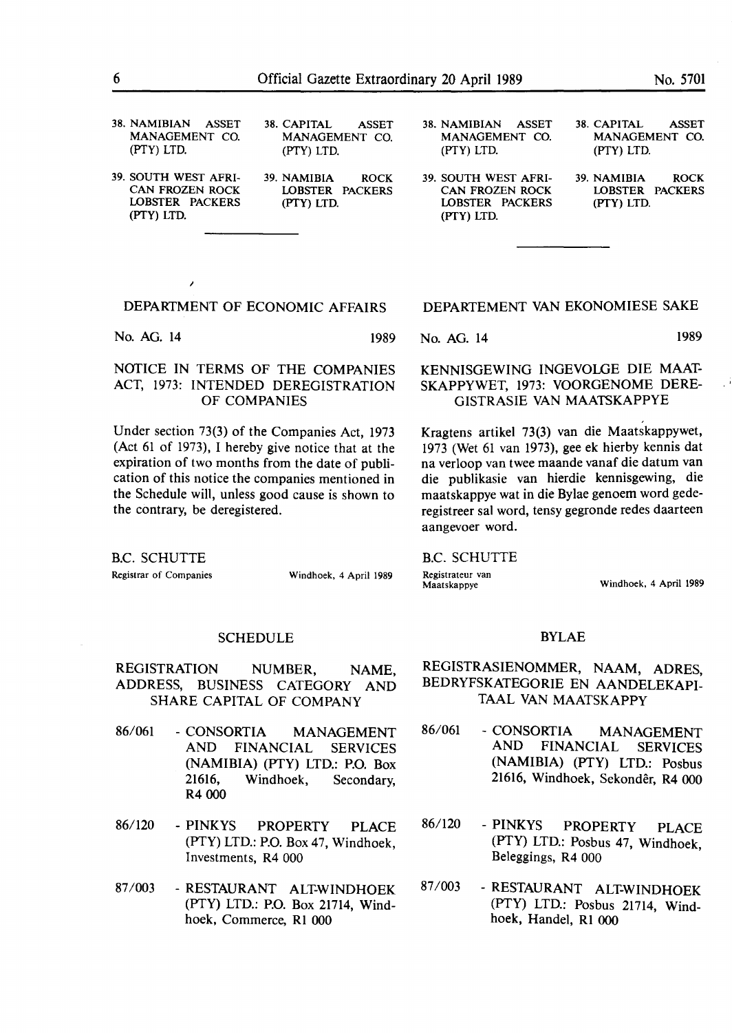38. NAMIBIAN ASSET MANAGEMENT CO. (PTY) LTD.

39. SOUTH WEST AFRICAN FROZEN ROCK LOBSTER PACKERS (PTY) LTD.

38. CAPITAL ASSET MANAGEMENT CO. (PTY) LTD.

39. NAMIBIA ROCK LOBSTER PACKERS (PTY) LTD.

38. NAMIBIAN ASSET MANAGEMENT CO. (PTY) LTD.

39. SOUTH WEST AFRICAN FROZEN ROCK LOBSTER PACKERS (PTY) LTD.

38. CAPITAL ASSET MANAGEMENT CO. (PTY) LTD.

39. NAMIBIA ROCK LOBSTER PACKERS (PTY) LTD.

---

## DEPARTMENT OF ECONOMIC AFFAIRS

No. AG. 14 1989

### NOTICE IN TERMS OF THE COMPANIES ACT, 1973: INTENDED DEREGISTRATION OF COMPANIES

Under section 73(3) of the Companies Act, 1973 (Act 61 of 1973), I hereby give notice that at the expiration of two months from the date of publication of this notice the companies mentioned in the Schedule will, unless good cause is shown to the contrary, be deregistered.

B.C. SCHUTTE
Registrar of Companies

Windhoek, 4 April 1989

### SCHEDULE

REGISTRATION NUMBER, NAME, ADDRESS, BUSINESS CATEGORY AND SHARE CAPITAL OF COMPANY

86/061 - CONSORTIA MANAGEMENT AND FINANCIAL SERVICES (NAMIBIA) (PTY) LTD.: P.O. Box 21616, Windhoek, Secondary, R4 000

86/120 - PINKYS PROPERTY PLACE (PTY) LTD.: P.O. Box 47, Windhoek, Investments, R4 000

87/003 - RESTAURANT ALT-WINDHOEK (PTY) LTD.: P.O. Box 21714, Windhoek, Commerce, R1 000

## DEPARTEMENT VAN EKONOMIESE SAKE

No. AG. 14 1989

### KENNISGEWING INGEVOLGE DIE MAATSKAPPYWET, 1973: VOORGENOME DEREGISTRASIE VAN MAATSKAPPYE

Kragtens artikel 73(3) van die Maatskappywet, 1973 (Wet 61 van 1973), gee ek hierby kennis dat na verloop van twee maande vanaf die datum van die publikasie van hierdie kennisgewing, die maatskappye wat in die Bylae genoem word gederegistreer sal word, tensy gegronde redes daarteen aangevoer word.

B.C. SCHUTTE
Registrateur van Maatskappye

Windhoek, 4 April 1989

### BYLAE

REGISTRASIENOMMER, NAAM, ADRES, BEDRYFSKATEGORIE EN AANDELEKAPITAAL VAN MAATSKAPPY

86/061 - CONSORTIA MANAGEMENT AND FINANCIAL SERVICES (NAMIBIA) (PTY) LTD.: Posbus 21616, Windhoek, Sekondêr, R4 000

86/120 - PINKYS PROPERTY PLACE (PTY) LTD.: Posbus 47, Windhoek, Beleggings, R4 000

87/003 - RESTAURANT ALT-WINDHOEK (PTY) LTD.: Posbus 21714, Windhoek, Handel, R1 000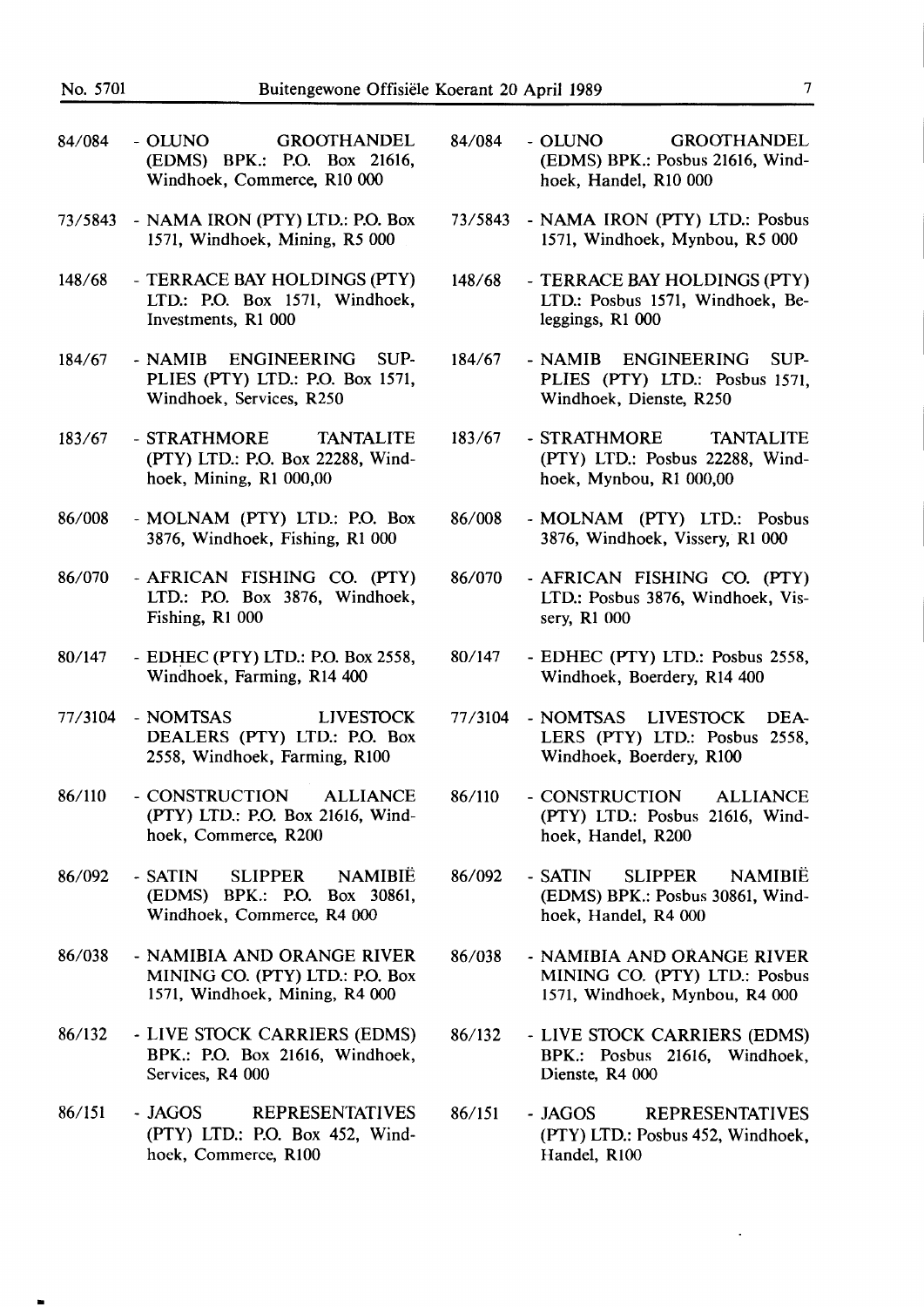84/084 - OLUNO GROOTHANDEL (EDMS) BPK.: P.O. Box 21616, Windhoek, Commerce, R10 000

73/5843 - NAMA IRON (PTY) LTD.: P.O. Box 1571, Windhoek, Mining, R5 000

148/68 - TERRACE BAY HOLDINGS (PTY) LTD.: P.O. Box 1571, Windhoek, Investments, R1 000

184/67 - NAMIB ENGINEERING SUPPLIES (PTY) LTD.: P.O. Box 1571, Windhoek, Services, R250

183/67 - STRATHMORE TANTALITE (PTY) LTD.: P.O. Box 22288, Windhoek, Mining, R1 000,00

86/008 - MOLNAM (PTY) LTD.: P.O. Box 3876, Windhoek, Fishing, R1 000

86/070 - AFRICAN FISHING CO. (PTY) LTD.: P.O. Box 3876, Windhoek, Fishing, R1 000

80/147 - EDHEC (PTY) LTD.: P.O. Box 2558, Windhoek, Farming, R14 400

77/3104 - NOMTSAS LIVESTOCK DEALERS (PTY) LTD.: P.O. Box 2558, Windhoek, Farming, R100

86/110 - CONSTRUCTION ALLIANCE (PTY) LTD.: P.O. Box 21616, Windhoek, Commerce, R200

86/092 - SATIN SLIPPER NAMIBIË (EDMS) BPK.: P.O. Box 30861, Windhoek, Commerce, R4 000

86/038 - NAMIBIA AND ORANGE RIVER MINING CO. (PTY) LTD.: P.O. Box 1571, Windhoek, Mining, R4 000

86/132 - LIVE STOCK CARRIERS (EDMS) BPK.: P.O. Box 21616, Windhoek, Services, R4 000

86/151 - JAGOS REPRESENTATIVES (PTY) LTD.: P.O. Box 452, Windhoek, Commerce, R100

84/084 - OLUNO GROOTHANDEL (EDMS) BPK.: Posbus 21616, Windhoek, Handel, R10 000

73/5843 - NAMA IRON (PTY) LTD.: Posbus 1571, Windhoek, Mynbou, R5 000

148/68 - TERRACE BAY HOLDINGS (PTY) LTD.: Posbus 1571, Windhoek, Beleggings, R1 000

184/67 - NAMIB ENGINEERING SUPPLIES (PTY) LTD.: Posbus 1571, Windhoek, Dienste, R250

183/67 - STRATHMORE TANTALITE (PTY) LTD.: Posbus 22288, Windhoek, Mynbou, R1 000,00

86/008 - MOLNAM (PTY) LTD.: Posbus 3876, Windhoek, Vissery, R1 000

86/070 - AFRICAN FISHING CO. (PTY) LTD.: Posbus 3876, Windhoek, Vissery, R1 000

80/147 - EDHEC (PTY) LTD.: Posbus 2558, Windhoek, Boerdery, R14 400

77/3104 - NOMTSAS LIVESTOCK DEALERS (PTY) LTD.: Posbus 2558, Windhoek, Boerdery, R100

86/110 - CONSTRUCTION ALLIANCE (PTY) LTD.: Posbus 21616, Windhoek, Handel, R200

86/092 - SATIN SLIPPER NAMIBIË (EDMS) BPK.: Posbus 30861, Windhoek, Handel, R4 000

86/038 - NAMIBIA AND ORANGE RIVER MINING CO. (PTY) LTD.: Posbus 1571, Windhoek, Mynbou, R4 000

86/132 - LIVE STOCK CARRIERS (EDMS) BPK.: Posbus 21616, Windhoek, Dienste, R4 000

86/151 - JAGOS REPRESENTATIVES (PTY) LTD.: Posbus 452, Windhoek, Handel, R100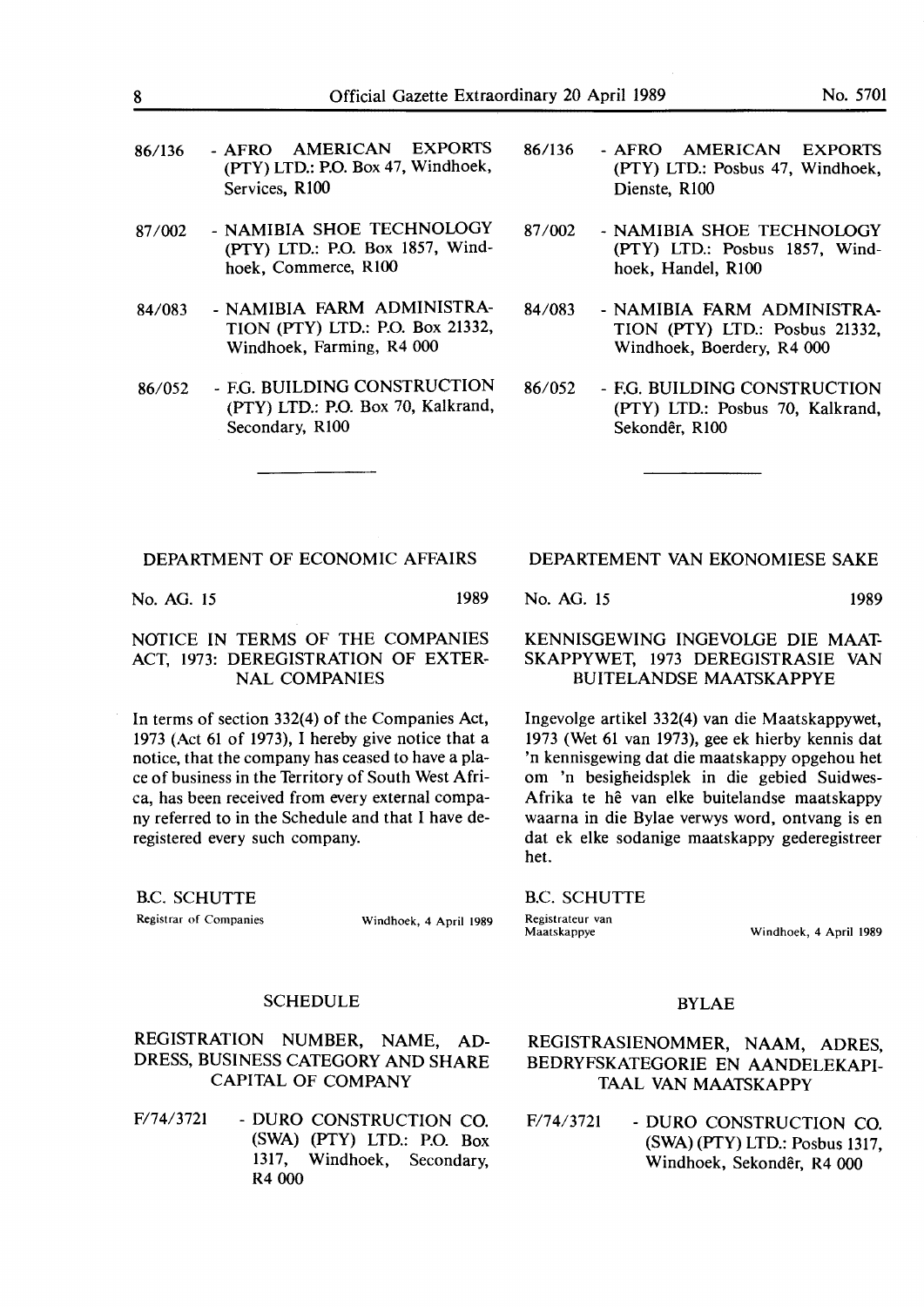86/136 - AFRO AMERICAN EXPORTS (PTY) LTD.: P.O. Box 47, Windhoek, Services, R100

87/002 - NAMIBIA SHOE TECHNOLOGY (PTY) LTD.: P.O. Box 1857, Windhoek, Commerce, R100

84/083 - NAMIBIA FARM ADMINISTRATION (PTY) LTD.: P.O. Box 21332, Windhoek, Farming, R4 000

86/052 - F.G. BUILDING CONSTRUCTION (PTY) LTD.: P.O. Box 70, Kalkrand, Secondary, R100

86/136 - AFRO AMERICAN EXPORTS (PTY) LTD.: Posbus 47, Windhoek, Dienste, R100

87/002 - NAMIBIA SHOE TECHNOLOGY (PTY) LTD.: Posbus 1857, Windhoek, Handel, R100

84/083 - NAMIBIA FARM ADMINISTRATION (PTY) LTD.: Posbus 21332, Windhoek, Boerdery, R4 000

86/052 - F.G. BUILDING CONSTRUCTION (PTY) LTD.: Posbus 70, Kalkrand, Sekondêr, R100

---

## DEPARTMENT OF ECONOMIC AFFAIRS

No. AG. 15 1989

### NOTICE IN TERMS OF THE COMPANIES ACT, 1973: DEREGISTRATION OF EXTERNAL COMPANIES

In terms of section 332(4) of the Companies Act, 1973 (Act 61 of 1973), I hereby give notice that a notice, that the company has ceased to have a place of business in the Territory of South West Africa, has been received from every external company referred to in the Schedule and that I have deregistered every such company.

B.C. SCHUTTE
Registrar of Companies
Windhoek, 4 April 1989

### SCHEDULE

### REGISTRATION NUMBER, NAME, ADDRESS, BUSINESS CATEGORY AND SHARE CAPITAL OF COMPANY

F/74/3721 - DURO CONSTRUCTION CO. (SWA) (PTY) LTD.: P.O. Box 1317, Windhoek, Secondary, R4 000

## DEPARTEMENT VAN EKONOMIESE SAKE

No. AG. 15 1989

### KENNISGEWING INGEVOLGE DIE MAATSKAPPYWET, 1973 DEREGISTRASIE VAN BUITELANDSE MAATSKAPPYE

Ingevolge artikel 332(4) van die Maatskappywet, 1973 (Wet 61 van 1973), gee ek hierby kennis dat 'n kennisgewing dat die maatskappy opgehou het om 'n besigheidsplek in die gebied Suidwes-Afrika te hê van elke buitelandse maatskappy waarna in die Bylae verwys word, ontvang is en dat ek elke sodanige maatskappy gederegistreer het.

B.C. SCHUTTE
Registrateur van Maatskappye
Windhoek, 4 April 1989

### BYLAE

### REGISTRASIENOMMER, NAAM, ADRES, BEDRYFSKATEGORIE EN AANDELEKAPITAAL VAN MAATSKAPPY

F/74/3721 - DURO CONSTRUCTION CO. (SWA) (PTY) LTD.: Posbus 1317, Windhoek, Sekondêr, R4 000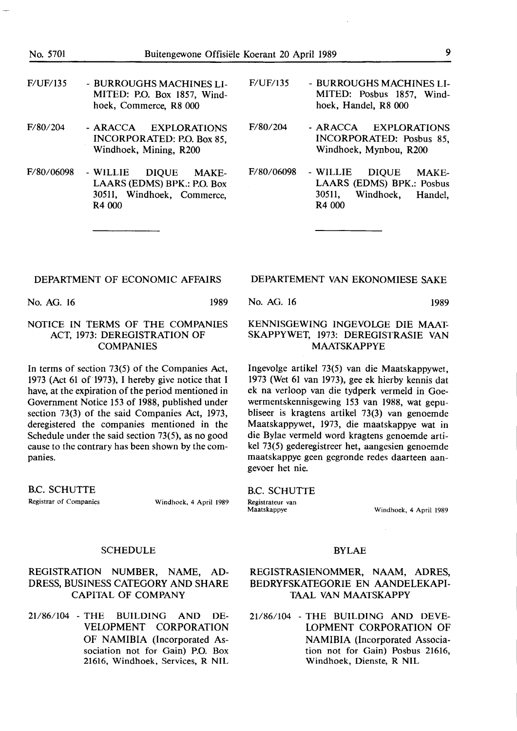F/UF/135 - BURROUGHS MACHINES LIMITED: P.O. Box 1857, Windhoek, Commerce, R8 000

F/80/204 - ARACCA EXPLORATIONS INCORPORATED: P.O. Box 85, Windhoek, Mining, R200

F/80/06098 - WILLIE DIQUE MAKELAARS (EDMS) BPK.: P.O. Box 30511, Windhoek, Commerce, R4 000

F/UF/135 - BURROUGHS MACHINES LIMITED: Posbus 1857, Windhoek, Handel, R8 000

F/80/204 - ARACCA EXPLORATIONS INCORPORATED: Posbus 85, Windhoek, Mynbou, R200

F/80/06098 - WILLIE DIQUE MAKELAARS (EDMS) BPK.: Posbus 30511, Windhoek, Handel, R4 000

---

DEPARTMENT OF ECONOMIC AFFAIRS

No. AG. 16 1989

## NOTICE IN TERMS OF THE COMPANIES ACT, 1973: DEREGISTRATION OF COMPANIES

In terms of section 73(5) of the Companies Act, 1973 (Act 61 of 1973), I hereby give notice that I have, at the expiration of the period mentioned in Government Notice 153 of 1988, published under section 73(3) of the said Companies Act, 1973, deregistered the companies mentioned in the Schedule under the said section 73(5), as no good cause to the contrary has been shown by the companies.

B.C. SCHUTTE
Registrar of Companies Windhoek, 4 April 1989

### SCHEDULE

### REGISTRATION NUMBER, NAME, ADDRESS, BUSINESS CATEGORY AND SHARE CAPITAL OF COMPANY

21/86/104 - THE BUILDING AND DEVELOPMENT CORPORATION OF NAMIBIA (Incorporated Association not for Gain) P.O. Box 21616, Windhoek, Services, R NIL

DEPARTEMENT VAN EKONOMIESE SAKE

No. AG. 16 1989

## KENNISGEWING INGEVOLGE DIE MAATSKAPPYWET, 1973: DEREGISTRASIE VAN MAATSKAPPYE

Ingevolge artikel 73(5) van die Maatskappywet, 1973 (Wet 61 van 1973), gee ek hierby kennis dat ek na verloop van die tydperk vermeld in Goewermentskennisgewing 153 van 1988, wat gepubliseer is kragtens artikel 73(3) van genoemde Maatskappywet, 1973, die maatskappye wat in die Bylae vermeld word kragtens genoemde artikel 73(5) gederegistreer het, aangesien genoemde maatskappye geen gegronde redes daarteen aangevoer het nie.

B.C. SCHUTTE
Registrateur van Maatskappye Windhoek, 4 April 1989

### BYLAE

### REGISTRASIENOMMER, NAAM, ADRES, BEDRYFSKATEGORIE EN AANDELEKAPITAAL VAN MAATSKAPPY

21/86/104 - THE BUILDING AND DEVELOPMENT CORPORATION OF NAMIBIA (Incorporated Association not for Gain) Posbus 21616, Windhoek, Dienste, R NIL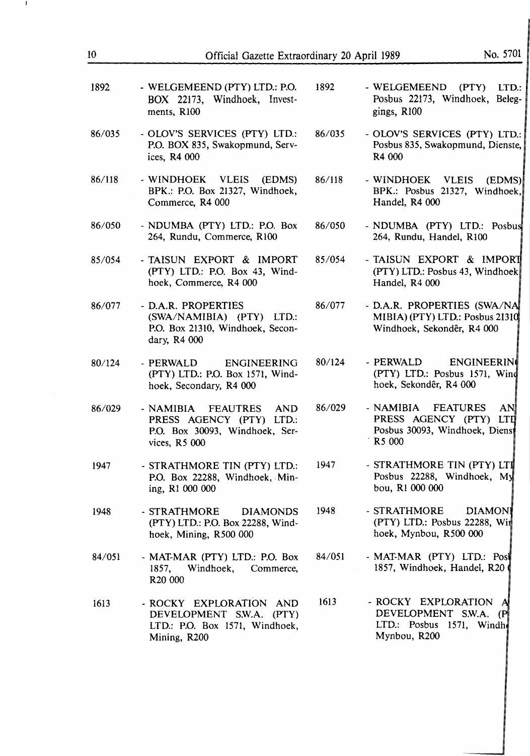| | | | |
|---|---|---|---|
| 1892 | - WELGEMEEND (PTY) LTD.: P.O. BOX 22173, Windhoek, Investments, R100 | 1892 | - WELGEMEEND (PTY) LTD.: Posbus 22173, Windhoek, Beleggings, R100 |
| 86/035 | - OLOV'S SERVICES (PTY) LTD.: P.O. BOX 835, Swakopmund, Services, R4 000 | 86/035 | - OLOV'S SERVICES (PTY) LTD.: Posbus 835, Swakopmund, Dienste, R4 000 |
| 86/118 | - WINDHOEK VLEIS (EDMS) BPK.: P.O. Box 21327, Windhoek, Commerce, R4 000 | 86/118 | - WINDHOEK VLEIS (EDMS) BPK.: Posbus 21327, Windhoek, Handel, R4 000 |
| 86/050 | - NDUMBA (PTY) LTD.: P.O. Box 264, Rundu, Commerce, R100 | 86/050 | - NDUMBA (PTY) LTD.: Posbus 264, Rundu, Handel, R100 |
| 85/054 | - TAISUN EXPORT & IMPORT (PTY) LTD.: P.O. Box 43, Windhoek, Commerce, R4 000 | 85/054 | - TAISUN EXPORT & IMPORT (PTY) LTD.: Posbus 43, Windhoek Handel, R4 000 |
| 86/077 | - D.A.R. PROPERTIES (SWA/NAMIBIA) (PTY) LTD.: P.O. Box 21310, Windhoek, Secondary, R4 000 | 86/077 | - D.A.R. PROPERTIES (SWA/NAMIBIA) (PTY) LTD.: Posbus 21310 Windhoek, Sekondêr, R4 000 |
| 80/124 | - PERWALD ENGINEERING (PTY) LTD.: P.O. Box 1571, Windhoek, Secondary, R4 000 | 80/124 | - PERWALD ENGINEERING (PTY) LTD.: Posbus 1571, Windhoek, Sekondêr, R4 000 |
| 86/029 | - NAMIBIA FEAUTRES AND PRESS AGENCY (PTY) LTD.: P.O. Box 30093, Windhoek, Services, R5 000 | 86/029 | - NAMIBIA FEATURES AND PRESS AGENCY (PTY) LTD: Posbus 30093, Windhoek, Dienste R5 000 |
| 1947 | - STRATHMORE TIN (PTY) LTD.: P.O. Box 22288, Windhoek, Mining, R1 000 000 | 1947 | - STRATHMORE TIN (PTY) LTD: Posbus 22288, Windhoek, Mynbou, R1 000 000 |
| 1948 | - STRATHMORE DIAMONDS (PTY) LTD.: P.O. Box 22288, Windhoek, Mining, R500 000 | 1948 | - STRATHMORE DIAMONDS (PTY) LTD.: Posbus 22288, Windhoek, Mynbou, R500 000 |
| 84/051 | - MAT-MAR (PTY) LTD.: P.O. Box 1857, Windhoek, Commerce, R20 000 | 84/051 | - MAT-MAR (PTY) LTD.: Posbus 1857, Windhoek, Handel, R20 000 |
| 1613 | - ROCKY EXPLORATION AND DEVELOPMENT S.W.A. (PTY) LTD.: P.O. Box 1571, Windhoek, Mining, R200 | 1613 | - ROCKY EXPLORATION AND DEVELOPMENT S.W.A. (PTY) LTD.: Posbus 1571, Windhoek, Mynbou, R200 |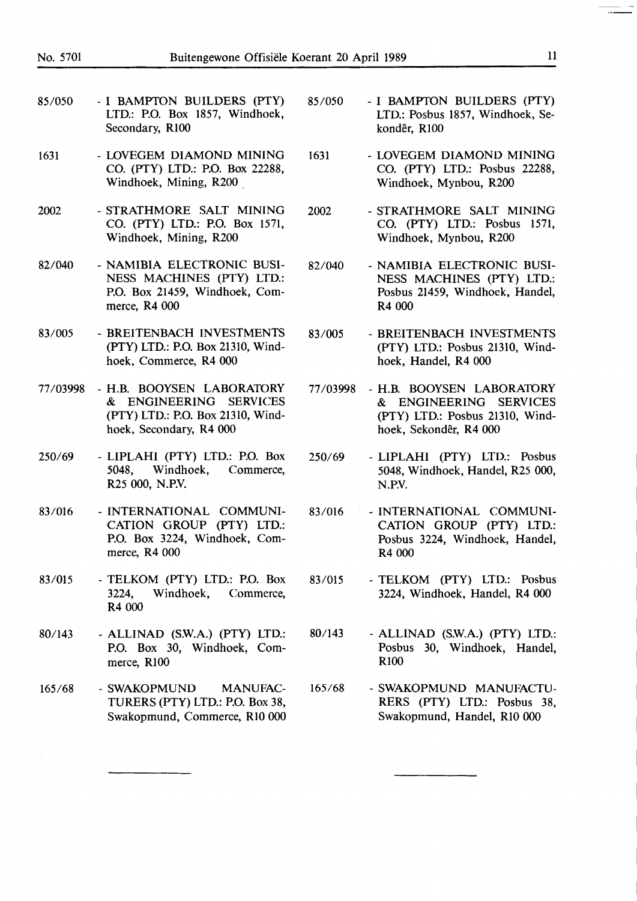85/050 - I BAMPTON BUILDERS (PTY) LTD.: P.O. Box 1857, Windhoek, Secondary, R100

1631 - LOVEGEM DIAMOND MINING CO. (PTY) LTD.: P.O. Box 22288, Windhoek, Mining, R200

2002 - STRATHMORE SALT MINING CO. (PTY) LTD.: P.O. Box 1571, Windhoek, Mining, R200

82/040 - NAMIBIA ELECTRONIC BUSINESS MACHINES (PTY) LTD.: P.O. Box 21459, Windhoek, Commerce, R4 000

83/005 - BREITENBACH INVESTMENTS (PTY) LTD.: P.O. Box 21310, Windhoek, Commerce, R4 000

77/03998 - H.B. BOOYSEN LABORATORY & ENGINEERING SERVICES (PTY) LTD.: P.O. Box 21310, Windhoek, Secondary, R4 000

250/69 - LIPLAHI (PTY) LTD.: P.O. Box 5048, Windhoek, Commerce, R25 000, N.P.V.

83/016 - INTERNATIONAL COMMUNICATION GROUP (PTY) LTD.: P.O. Box 3224, Windhoek, Commerce, R4 000

83/015 - TELKOM (PTY) LTD.: P.O. Box 3224, Windhoek, Commerce, R4 000

80/143 - ALLINAD (S.W.A.) (PTY) LTD.: P.O. Box 30, Windhoek, Commerce, R100

165/68 - SWAKOPMUND MANUFACTURERS (PTY) LTD.: P.O. Box 38, Swakopmund, Commerce, R10 000

---

85/050 - I BAMPTON BUILDERS (PTY) LTD.: Posbus 1857, Windhoek, Sekondêr, R100

1631 - LOVEGEM DIAMOND MINING CO. (PTY) LTD.: Posbus 22288, Windhoek, Mynbou, R200

2002 - STRATHMORE SALT MINING CO. (PTY) LTD.: Posbus 1571, Windhoek, Mynbou, R200

82/040 - NAMIBIA ELECTRONIC BUSINESS MACHINES (PTY) LTD.: Posbus 21459, Windhoek, Handel, R4 000

83/005 - BREITENBACH INVESTMENTS (PTY) LTD.: Posbus 21310, Windhoek, Handel, R4 000

77/03998 - H.B. BOOYSEN LABORATORY & ENGINEERING SERVICES (PTY) LTD.: Posbus 21310, Windhoek, Sekondêr, R4 000

250/69 - LIPLAHI (PTY) LTD.: Posbus 5048, Windhoek, Handel, R25 000, N.P.V.

83/016 - INTERNATIONAL COMMUNICATION GROUP (PTY) LTD.: Posbus 3224, Windhoek, Handel, R4 000

83/015 - TELKOM (PTY) LTD.: Posbus 3224, Windhoek, Handel, R4 000

80/143 - ALLINAD (S.W.A.) (PTY) LTD.: Posbus 30, Windhoek, Handel, R100

165/68 - SWAKOPMUND MANUFACTURERS (PTY) LTD.: Posbus 38, Swakopmund, Handel, R10 000

---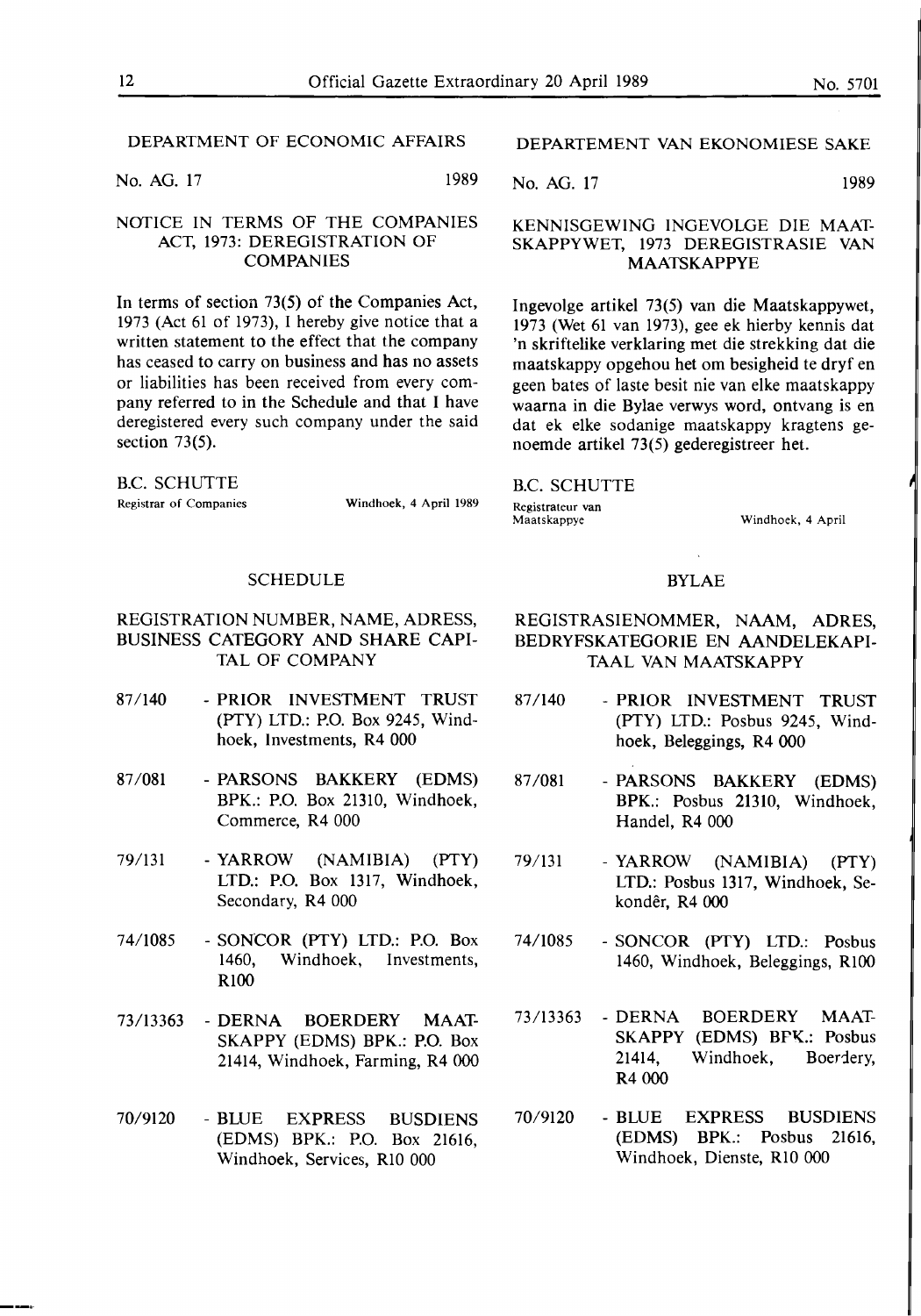DEPARTMENT OF ECONOMIC AFFAIRS

No. AG. 17 1989

## NOTICE IN TERMS OF THE COMPANIES ACT, 1973: DEREGISTRATION OF COMPANIES

In terms of section 73(5) of the Companies Act, 1973 (Act 61 of 1973), I hereby give notice that a written statement to the effect that the company has ceased to carry on business and has no assets or liabilities has been received from every company referred to in the Schedule and that I have deregistered every such company under the said section 73(5).

B.C. SCHUTTE
Registrar of Companies Windhoek, 4 April 1989

### SCHEDULE

REGISTRATION NUMBER, NAME, ADRESS, BUSINESS CATEGORY AND SHARE CAPITAL OF COMPANY

- 87/140 - PRIOR INVESTMENT TRUST (PTY) LTD.: P.O. Box 9245, Windhoek, Investments, R4 000
- 87/081 - PARSONS BAKKERY (EDMS) BPK.: P.O. Box 21310, Windhoek, Commerce, R4 000
- 79/131 - YARROW (NAMIBIA) (PTY) LTD.: P.O. Box 1317, Windhoek, Secondary, R4 000
- 74/1085 - SONCOR (PTY) LTD.: P.O. Box 1460, Windhoek, Investments, R100
- 73/13363 - DERNA BOERDERY MAATSKAPPY (EDMS) BPK.: P.O. Box 21414, Windhoek, Farming, R4 000
- 70/9120 - BLUE EXPRESS BUSDIENS (EDMS) BPK.: P.O. Box 21616, Windhoek, Services, R10 000

DEPARTEMENT VAN EKONOMIESE SAKE

No. AG. 17 1989

## KENNISGEWING INGEVOLGE DIE MAATSKAPPYWET, 1973 DEREGISTRASIE VAN MAATSKAPPYE

Ingevolge artikel 73(5) van die Maatskappywet, 1973 (Wet 61 van 1973), gee ek hierby kennis dat 'n skriftelike verklaring met die strekking dat die maatskappy opgehou het om besigheid te dryf en geen bates of laste besit nie van elke maatskappy waarna in die Bylae verwys word, ontvang is en dat ek elke sodanige maatskappy kragtens genoemde artikel 73(5) gederegistreer het.

B.C. SCHUTTE
Registrateur van Maatskappye Windhoek, 4 April

### BYLAE

REGISTRASIENOMMER, NAAM, ADRES, BEDRYFSKATEGORIE EN AANDELEKAPITAAL VAN MAATSKAPPY

- 87/140 - PRIOR INVESTMENT TRUST (PTY) LTD.: Posbus 9245, Windhoek, Beleggings, R4 000
- 87/081 - PARSONS BAKKERY (EDMS) BPK.: Posbus 21310, Windhoek, Handel, R4 000
- 79/131 - YARROW (NAMIBIA) (PTY) LTD.: Posbus 1317, Windhoek, Sekondêr, R4 000
- 74/1085 - SONCOR (PTY) LTD.: Posbus 1460, Windhoek, Beleggings, R100
- 73/13363 - DERNA BOERDERY MAATSKAPPY (EDMS) BPK.: Posbus 21414, Windhoek, Boerdery, R4 000
- 70/9120 - BLUE EXPRESS BUSDIENS (EDMS) BPK.: Posbus 21616, Windhoek, Dienste, R10 000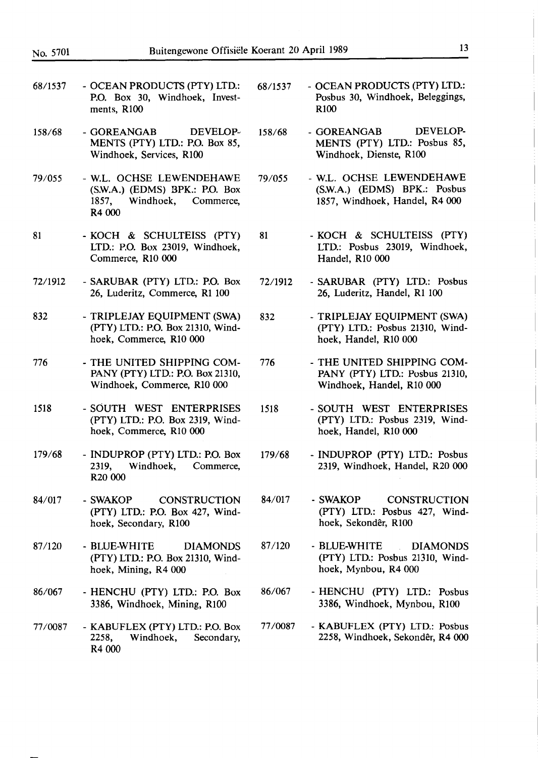| | | | |
|---|---|---|---|
| 68/1537 | - OCEAN PRODUCTS (PTY) LTD.: P.O. Box 30, Windhoek, Investments, R100 | 68/1537 | - OCEAN PRODUCTS (PTY) LTD.: Posbus 30, Windhoek, Beleggings, R100 |
| 158/68 | - GOREANGAB DEVELOPMENTS (PTY) LTD.: P.O. Box 85, Windhoek, Services, R100 | 158/68 | - GOREANGAB DEVELOPMENTS (PTY) LTD.: Posbus 85, Windhoek, Dienste, R100 |
| 79/055 | - W.L. OCHSE LEWENDEHAWE (S.W.A.) (EDMS) BPK.: P.O. Box 1857, Windhoek, Commerce, R4 000 | 79/055 | - W.L. OCHSE LEWENDEHAWE (S.W.A.) (EDMS) BPK.: Posbus 1857, Windhoek, Handel, R4 000 |
| 81 | - KOCH & SCHULTEISS (PTY) LTD.: P.O. Box 23019, Windhoek, Commerce, R10 000 | 81 | - KOCH & SCHULTEISS (PTY) LTD.: Posbus 23019, Windhoek, Handel, R10 000 |
| 72/1912 | - SARUBAR (PTY) LTD.: P.O. Box 26, Luderitz, Commerce, R1 100 | 72/1912 | - SARUBAR (PTY) LTD.: Posbus 26, Luderitz, Handel, R1 100 |
| 832 | - TRIPLEJAY EQUIPMENT (SWA) (PTY) LTD.: P.O. Box 21310, Windhoek, Commerce, R10 000 | 832 | - TRIPLEJAY EQUIPMENT (SWA) (PTY) LTD.: Posbus 21310, Windhoek, Handel, R10 000 |
| 776 | - THE UNITED SHIPPING COMPANY (PTY) LTD.: P.O. Box 21310, Windhoek, Commerce, R10 000 | 776 | - THE UNITED SHIPPING COMPANY (PTY) LTD.: Posbus 21310, Windhoek, Handel, R10 000 |
| 1518 | - SOUTH WEST ENTERPRISES (PTY) LTD.: P.O. Box 2319, Windhoek, Commerce, R10 000 | 1518 | - SOUTH WEST ENTERPRISES (PTY) LTD.: Posbus 2319, Windhoek, Handel, R10 000 |
| 179/68 | - INDUPROP (PTY) LTD.: P.O. Box 2319, Windhoek, Commerce, R20 000 | 179/68 | - INDUPROP (PTY) LTD.: Posbus 2319, Windhoek, Handel, R20 000 |
| 84/017 | - SWAKOP CONSTRUCTION (PTY) LTD.: P.O. Box 427, Windhoek, Secondary, R100 | 84/017 | - SWAKOP CONSTRUCTION (PTY) LTD.: Posbus 427, Windhoek, Sekondêr, R100 |
| 87/120 | - BLUE-WHITE DIAMONDS (PTY) LTD.: P.O. Box 21310, Windhoek, Mining, R4 000 | 87/120 | - BLUE-WHITE DIAMONDS (PTY) LTD.: Posbus 21310, Windhoek, Mynbou, R4 000 |
| 86/067 | - HENCHU (PTY) LTD.: P.O. Box 3386, Windhoek, Mining, R100 | 86/067 | - HENCHU (PTY) LTD.: Posbus 3386, Windhoek, Mynbou, R100 |
| 77/0087 | - KABUFLEX (PTY) LTD.: P.O. Box 2258, Windhoek, Secondary, R4 000 | 77/0087 | - KABUFLEX (PTY) LTD.: Posbus 2258, Windhoek, Sekondêr, R4 000 |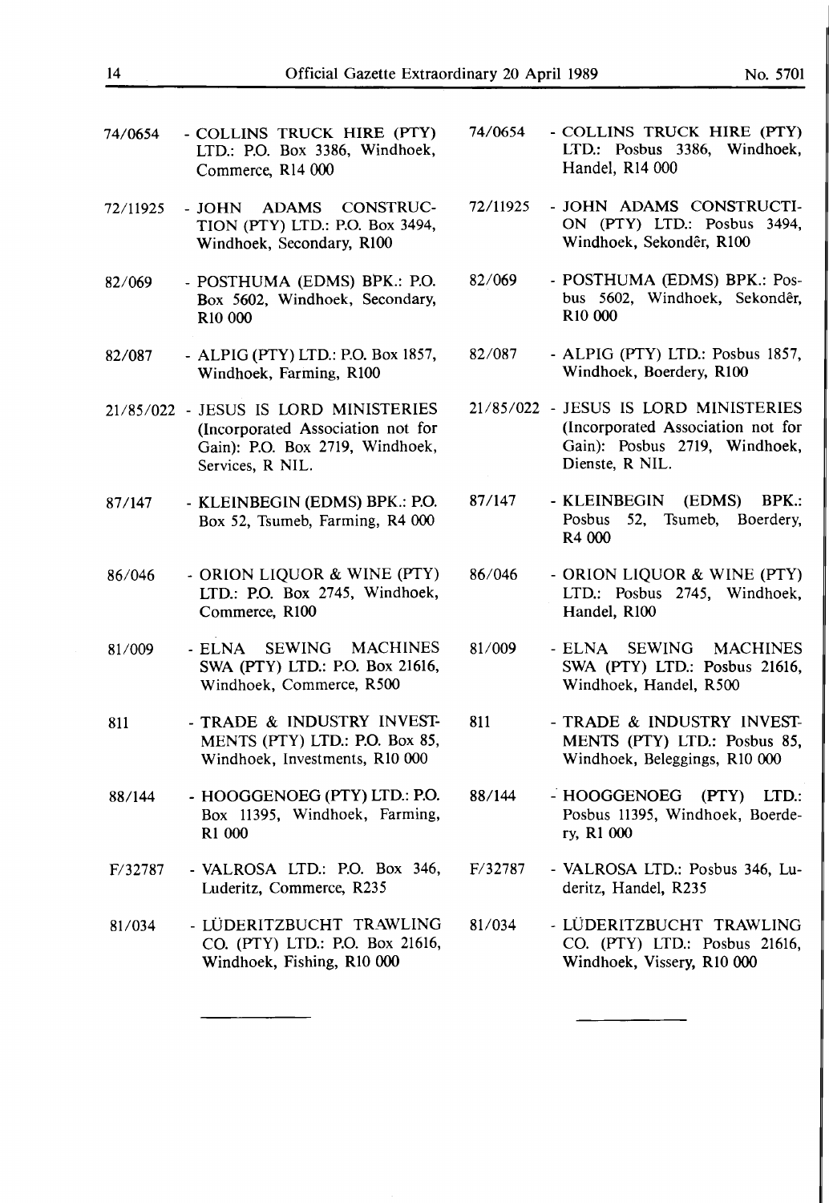| | English | | Afrikaans |
|---|---|---|---|
| 74/0654 | - COLLINS TRUCK HIRE (PTY) LTD.: P.O. Box 3386, Windhoek, Commerce, R14 000 | 74/0654 | - COLLINS TRUCK HIRE (PTY) LTD.: Posbus 3386, Windhoek, Handel, R14 000 |
| 72/11925 | - JOHN ADAMS CONSTRUCTION (PTY) LTD.: P.O. Box 3494, Windhoek, Secondary, R100 | 72/11925 | - JOHN ADAMS CONSTRUCTION (PTY) LTD.: Posbus 3494, Windhoek, Sekondêr, R100 |
| 82/069 | - POSTHUMA (EDMS) BPK.: P.O. Box 5602, Windhoek, Secondary, R10 000 | 82/069 | - POSTHUMA (EDMS) BPK.: Posbus 5602, Windhoek, Sekondêr, R10 000 |
| 82/087 | - ALPIG (PTY) LTD.: P.O. Box 1857, Windhoek, Farming, R100 | 82/087 | - ALPIG (PTY) LTD.: Posbus 1857, Windhoek, Boerdery, R100 |
| 21/85/022 | - JESUS IS LORD MINISTERIES (Incorporated Association not for Gain): P.O. Box 2719, Windhoek, Services, R NIL. | 21/85/022 | - JESUS IS LORD MINISTERIES (Incorporated Association not for Gain): Posbus 2719, Windhoek, Dienste, R NIL. |
| 87/147 | - KLEINBEGIN (EDMS) BPK.: P.O. Box 52, Tsumeb, Farming, R4 000 | 87/147 | - KLEINBEGIN (EDMS) BPK.: Posbus 52, Tsumeb, Boerdery, R4 000 |
| 86/046 | - ORION LIQUOR & WINE (PTY) LTD.: P.O. Box 2745, Windhoek, Commerce, R100 | 86/046 | - ORION LIQUOR & WINE (PTY) LTD.: Posbus 2745, Windhoek, Handel, R100 |
| 81/009 | - ELNA SEWING MACHINES SWA (PTY) LTD.: P.O. Box 21616, Windhoek, Commerce, R500 | 81/009 | - ELNA SEWING MACHINES SWA (PTY) LTD.: Posbus 21616, Windhoek, Handel, R500 |
| 811 | - TRADE & INDUSTRY INVESTMENTS (PTY) LTD.: P.O. Box 85, Windhoek, Investments, R10 000 | 811 | - TRADE & INDUSTRY INVESTMENTS (PTY) LTD.: Posbus 85, Windhoek, Beleggings, R10 000 |
| 88/144 | - HOOGGENOEG (PTY) LTD.: P.O. Box 11395, Windhoek, Farming, R1 000 | 88/144 | - HOOGGENOEG (PTY) LTD.: Posbus 11395, Windhoek, Boerdery, R1 000 |
| F/32787 | - VALROSA LTD.: P.O. Box 346, Luderitz, Commerce, R235 | F/32787 | - VALROSA LTD.: Posbus 346, Luderitz, Handel, R235 |
| 81/034 | - LÜDERITZBUCHT TRAWLING CO. (PTY) LTD.: P.O. Box 21616, Windhoek, Fishing, R10 000 | 81/034 | - LÜDERITZBUCHT TRAWLING CO. (PTY) LTD.: Posbus 21616, Windhoek, Vissery, R10 000 |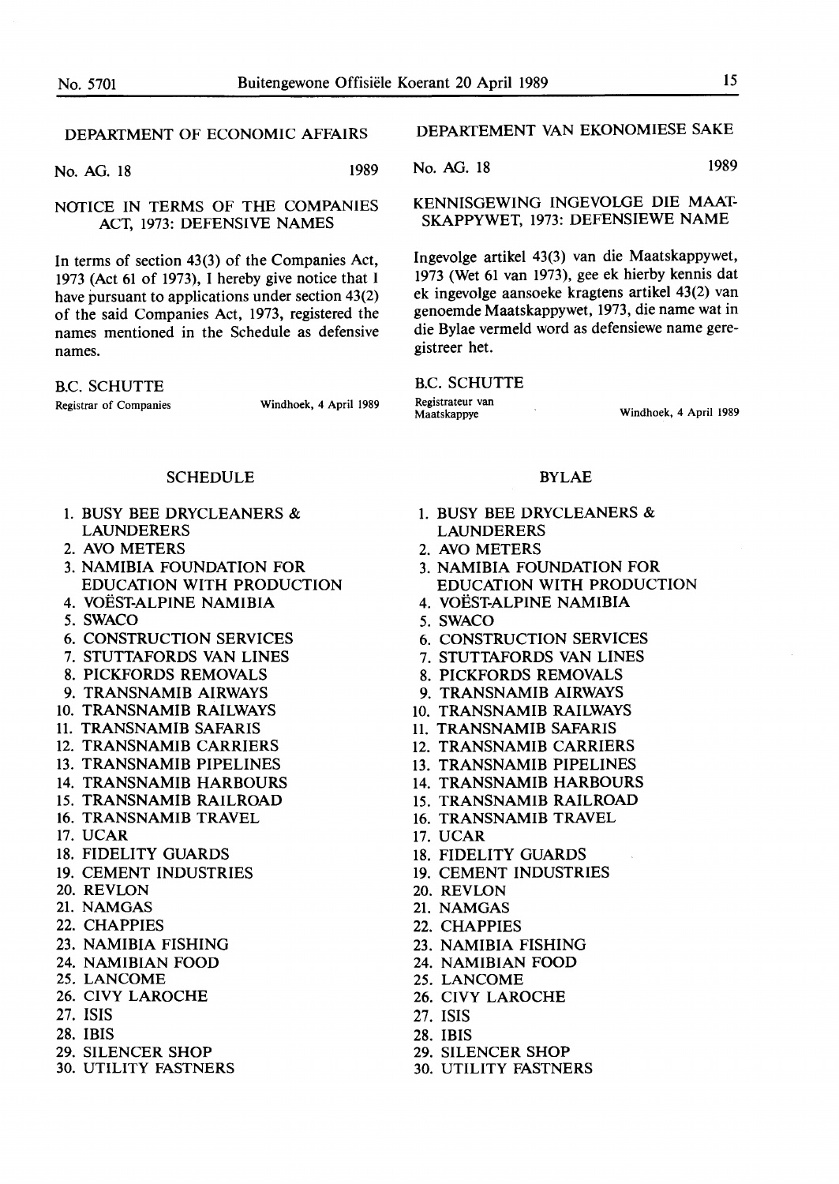## DEPARTMENT OF ECONOMIC AFFAIRS

No. AG. 18 1989

### NOTICE IN TERMS OF THE COMPANIES ACT, 1973: DEFENSIVE NAMES

In terms of section 43(3) of the Companies Act, 1973 (Act 61 of 1973), I hereby give notice that I have pursuant to applications under section 43(2) of the said Companies Act, 1973, registered the names mentioned in the Schedule as defensive names.

B.C. SCHUTTE
Registrar of Companies

Windhoek, 4 April 1989

### SCHEDULE

1. BUSY BEE DRYCLEANERS & LAUNDERERS
2. AVO METERS
3. NAMIBIA FOUNDATION FOR EDUCATION WITH PRODUCTION
4. VOËST-ALPINE NAMIBIA
5. SWACO
6. CONSTRUCTION SERVICES
7. STUTTAFORDS VAN LINES
8. PICKFORDS REMOVALS
9. TRANSNAMIB AIRWAYS
10. TRANSNAMIB RAILWAYS
11. TRANSNAMIB SAFARIS
12. TRANSNAMIB CARRIERS
13. TRANSNAMIB PIPELINES
14. TRANSNAMIB HARBOURS
15. TRANSNAMIB RAILROAD
16. TRANSNAMIB TRAVEL
17. UCAR
18. FIDELITY GUARDS
19. CEMENT INDUSTRIES
20. REVLON
21. NAMGAS
22. CHAPPIES
23. NAMIBIA FISHING
24. NAMIBIAN FOOD
25. LANCOME
26. CIVY LAROCHE
27. ISIS
28. IBIS
29. SILENCER SHOP
30. UTILITY FASTNERS

## DEPARTEMENT VAN EKONOMIESE SAKE

No. AG. 18 1989

### KENNISGEWING INGEVOLGE DIE MAATSKAPPYWET, 1973: DEFENSIEWE NAME

Ingevolge artikel 43(3) van die Maatskappywet, 1973 (Wet 61 van 1973), gee ek hierby kennis dat ek ingevolge aansoeke kragtens artikel 43(2) van genoemde Maatskappywet, 1973, die name wat in die Bylae vermeld word as defensiewe name geregistreer het.

B.C. SCHUTTE
Registrateur van Maatskappye

Windhoek, 4 April 1989

### BYLAE

1. BUSY BEE DRYCLEANERS & LAUNDERERS
2. AVO METERS
3. NAMIBIA FOUNDATION FOR EDUCATION WITH PRODUCTION
4. VOËST-ALPINE NAMIBIA
5. SWACO
6. CONSTRUCTION SERVICES
7. STUTTAFORDS VAN LINES
8. PICKFORDS REMOVALS
9. TRANSNAMIB AIRWAYS
10. TRANSNAMIB RAILWAYS
11. TRANSNAMIB SAFARIS
12. TRANSNAMIB CARRIERS
13. TRANSNAMIB PIPELINES
14. TRANSNAMIB HARBOURS
15. TRANSNAMIB RAILROAD
16. TRANSNAMIB TRAVEL
17. UCAR
18. FIDELITY GUARDS
19. CEMENT INDUSTRIES
20. REVLON
21. NAMGAS
22. CHAPPIES
23. NAMIBIA FISHING
24. NAMIBIAN FOOD
25. LANCOME
26. CIVY LAROCHE
27. ISIS
28. IBIS
29. SILENCER SHOP
30. UTILITY FASTNERS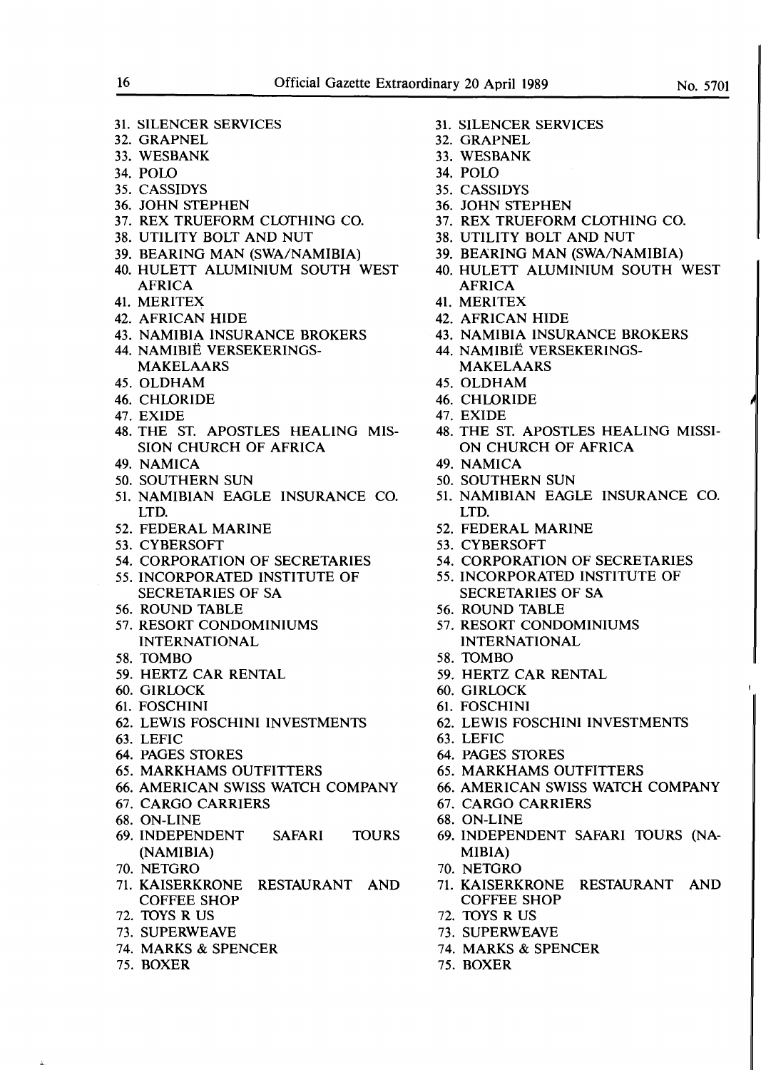31. SILENCER SERVICES
32. GRAPNEL
33. WESBANK
34. POLO
35. CASSIDYS
36. JOHN STEPHEN
37. REX TRUEFORM CLOTHING CO.
38. UTILITY BOLT AND NUT
39. BEARING MAN (SWA/NAMIBIA)
40. HULETT ALUMINIUM SOUTH WEST AFRICA
41. MERITEX
42. AFRICAN HIDE
43. NAMIBIA INSURANCE BROKERS
44. NAMIBIË VERSEKERINGS-MAKELAARS
45. OLDHAM
46. CHLORIDE
47. EXIDE
48. THE ST. APOSTLES HEALING MISSION CHURCH OF AFRICA
49. NAMICA
50. SOUTHERN SUN
51. NAMIBIAN EAGLE INSURANCE CO. LTD.
52. FEDERAL MARINE
53. CYBERSOFT
54. CORPORATION OF SECRETARIES
55. INCORPORATED INSTITUTE OF SECRETARIES OF SA
56. ROUND TABLE
57. RESORT CONDOMINIUMS INTERNATIONAL
58. TOMBO
59. HERTZ CAR RENTAL
60. GIRLOCK
61. FOSCHINI
62. LEWIS FOSCHINI INVESTMENTS
63. LEFIC
64. PAGES STORES
65. MARKHAMS OUTFITTERS
66. AMERICAN SWISS WATCH COMPANY
67. CARGO CARRIERS
68. ON-LINE
69. INDEPENDENT SAFARI TOURS (NAMIBIA)
70. NETGRO
71. KAISERKRONE RESTAURANT AND COFFEE SHOP
72. TOYS R US
73. SUPERWEAVE
74. MARKS & SPENCER
75. BOXER

31. SILENCER SERVICES
32. GRAPNEL
33. WESBANK
34. POLO
35. CASSIDYS
36. JOHN STEPHEN
37. REX TRUEFORM CLOTHING CO.
38. UTILITY BOLT AND NUT
39. BEARING MAN (SWA/NAMIBIA)
40. HULETT ALUMINIUM SOUTH WEST AFRICA
41. MERITEX
42. AFRICAN HIDE
43. NAMIBIA INSURANCE BROKERS
44. NAMIBIË VERSEKERINGS-MAKELAARS
45. OLDHAM
46. CHLORIDE
47. EXIDE
48. THE ST. APOSTLES HEALING MISSION CHURCH OF AFRICA
49. NAMICA
50. SOUTHERN SUN
51. NAMIBIAN EAGLE INSURANCE CO. LTD.
52. FEDERAL MARINE
53. CYBERSOFT
54. CORPORATION OF SECRETARIES
55. INCORPORATED INSTITUTE OF SECRETARIES OF SA
56. ROUND TABLE
57. RESORT CONDOMINIUMS INTERNATIONAL
58. TOMBO
59. HERTZ CAR RENTAL
60. GIRLOCK
61. FOSCHINI
62. LEWIS FOSCHINI INVESTMENTS
63. LEFIC
64. PAGES STORES
65. MARKHAMS OUTFITTERS
66. AMERICAN SWISS WATCH COMPANY
67. CARGO CARRIERS
68. ON-LINE
69. INDEPENDENT SAFARI TOURS (NAMIBIA)
70. NETGRO
71. KAISERKRONE RESTAURANT AND COFFEE SHOP
72. TOYS R US
73. SUPERWEAVE
74. MARKS & SPENCER
75. BOXER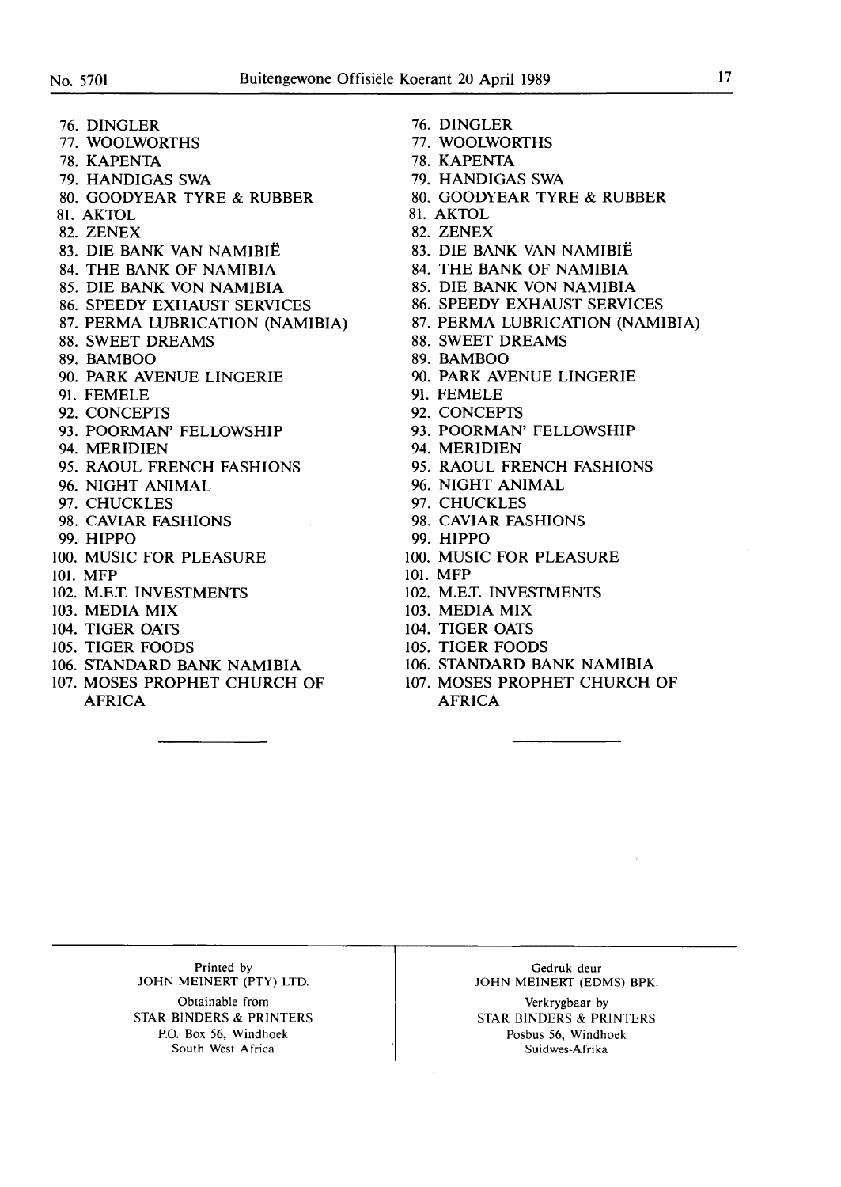76. DINGLER
77. WOOLWORTHS
78. KAPENTA
79. HANDIGAS SWA
80. GOODYEAR TYRE & RUBBER
81. AKTOL
82. ZENEX
83. DIE BANK VAN NAMIBIË
84. THE BANK OF NAMIBIA
85. DIE BANK VON NAMIBIA
86. SPEEDY EXHAUST SERVICES
87. PERMA LUBRICATION (NAMIBIA)
88. SWEET DREAMS
89. BAMBOO
90. PARK AVENUE LINGERIE
91. FEMELE
92. CONCEPTS
93. POORMAN' FELLOWSHIP
94. MERIDIEN
95. RAOUL FRENCH FASHIONS
96. NIGHT ANIMAL
97. CHUCKLES
98. CAVIAR FASHIONS
99. HIPPO
100. MUSIC FOR PLEASURE
101. MFP
102. M.E.T. INVESTMENTS
103. MEDIA MIX
104. TIGER OATS
105. TIGER FOODS
106. STANDARD BANK NAMIBIA
107. MOSES PROPHET CHURCH OF AFRICA

---

76. DINGLER
77. WOOLWORTHS
78. KAPENTA
79. HANDIGAS SWA
80. GOODYEAR TYRE & RUBBER
81. AKTOL
82. ZENEX
83. DIE BANK VAN NAMIBIË
84. THE BANK OF NAMIBIA
85. DIE BANK VON NAMIBIA
86. SPEEDY EXHAUST SERVICES
87. PERMA LUBRICATION (NAMIBIA)
88. SWEET DREAMS
89. BAMBOO
90. PARK AVENUE LINGERIE
91. FEMELE
92. CONCEPTS
93. POORMAN' FELLOWSHIP
94. MERIDIEN
95. RAOUL FRENCH FASHIONS
96. NIGHT ANIMAL
97. CHUCKLES
98. CAVIAR FASHIONS
99. HIPPO
100. MUSIC FOR PLEASURE
101. MFP
102. M.E.T. INVESTMENTS
103. MEDIA MIX
104. TIGER OATS
105. TIGER FOODS
106. STANDARD BANK NAMIBIA
107. MOSES PROPHET CHURCH OF AFRICA

---

Printed by
JOHN MEINERT (PTY) LTD.
Obtainable from
STAR BINDERS & PRINTERS
P.O. Box 56, Windhoek
South West Africa

Gedruk deur
JOHN MEINERT (EDMS) BPK.
Verkrygbaar by
STAR BINDERS & PRINTERS
Posbus 56, Windhoek
Suidwes-Afrika